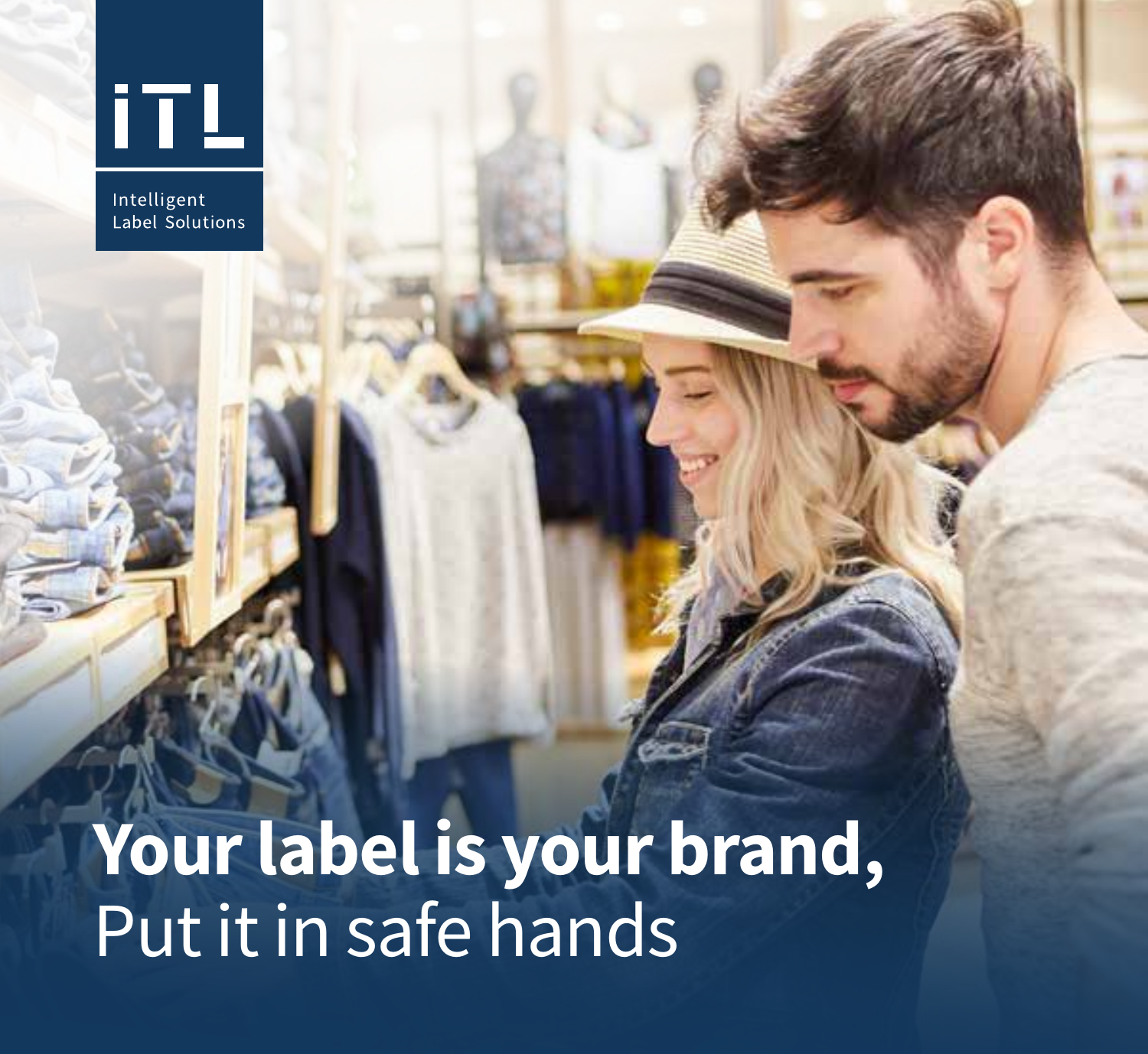iTL

Intelligent Label Solutions

# Your label is your brand,

Put it in safe hands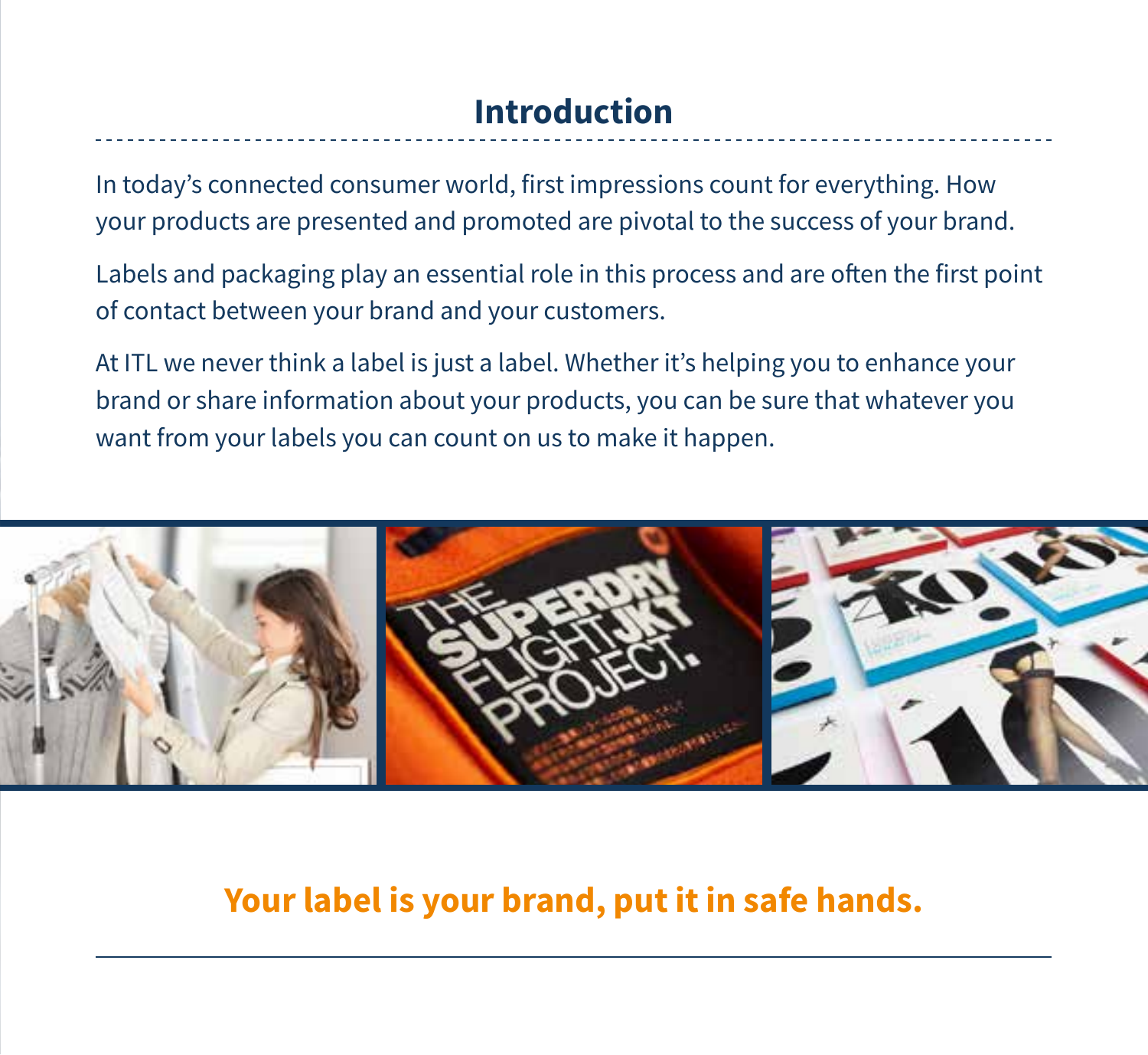## Introduction

In today's connected consumer world, first impressions count for everything. How your products are presented and promoted are pivotal to the success of your brand.

Labels and packaging play an essential role in this process and are often the first point of contact between your brand and your customers.

At ITL we never think a label is just a label. Whether it's helping you to enhance your brand or share information about your products, you can be sure that whatever you want from your labels you can count on us to make it happen.

**Your label is your brand, put it in safe hands.**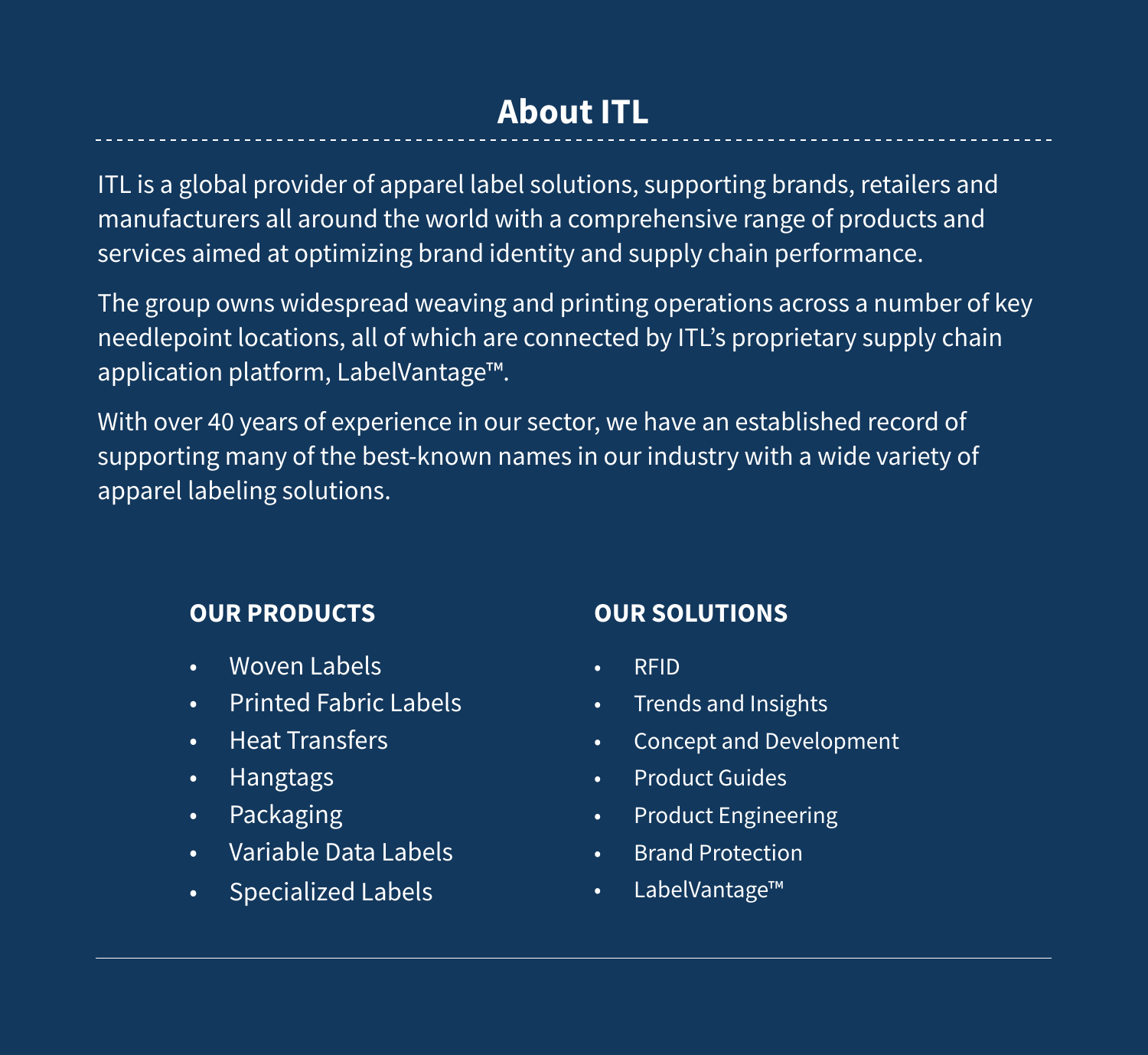# About ITL

ITL is a global provider of apparel label solutions, supporting brands, retailers and manufacturers all around the world with a comprehensive range of products and services aimed at optimizing brand identity and supply chain performance.

The group owns widespread weaving and printing operations across a number of key needlepoint locations, all of which are connected by ITL's proprietary supply chain application platform, LabelVantage™.

With over 40 years of experience in our sector, we have an established record of supporting many of the best-known names in our industry with a wide variety of apparel labeling solutions.

### OUR PRODUCTS

- Woven Labels
- Printed Fabric Labels
- Heat Transfers
- Hangtags
- Packaging
- Variable Data Labels
- Specialized Labels

### OUR SOLUTIONS

- RFID
- Trends and Insights
- Concept and Development
- Product Guides
- Product Engineering
- Brand Protection
- LabelVantage™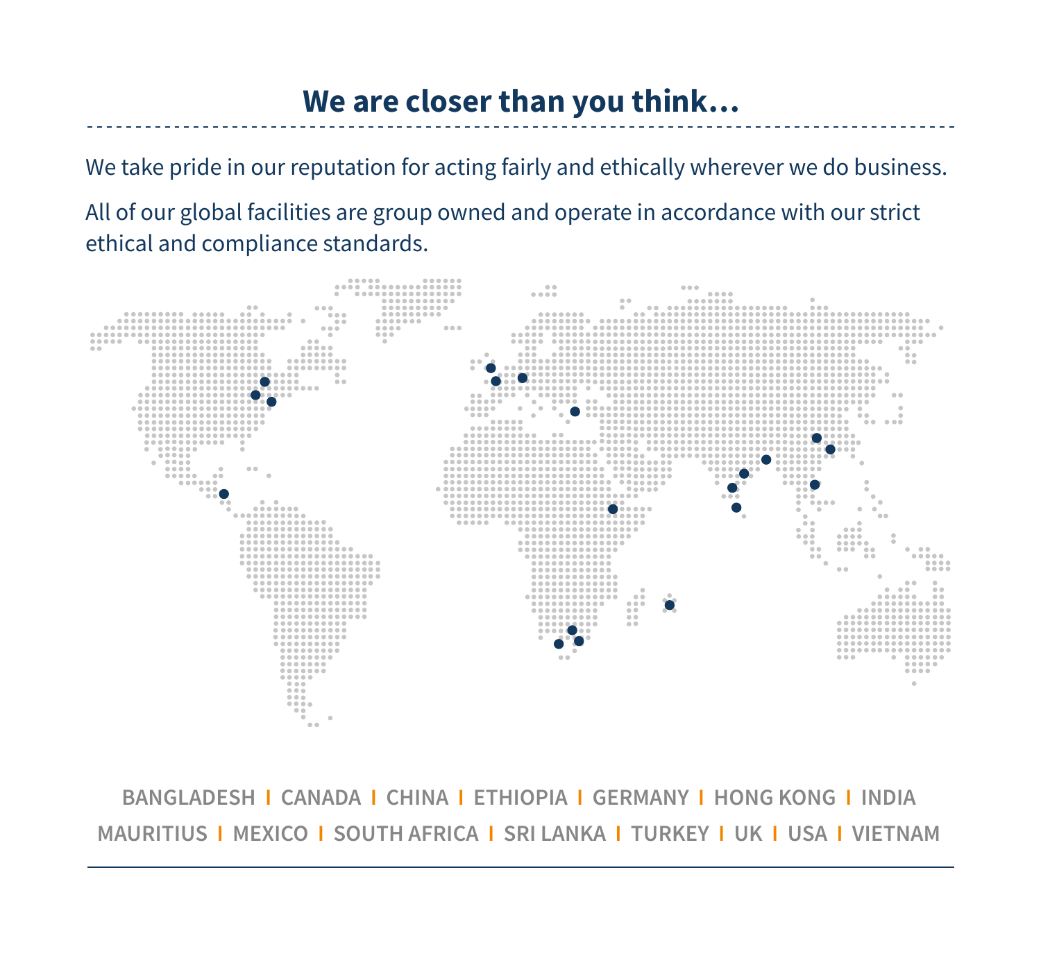## We are closer than you think…

We take pride in our reputation for acting fairly and ethically wherever we do business.

All of our global facilities are group owned and operate in accordance with our strict ethical and compliance standards.

BANGLADESH | CANADA | CHINA | ETHIOPIA | GERMANY | HONG KONG | INDIA
MAURITIUS | MEXICO | SOUTH AFRICA | SRI LANKA | TURKEY | UK | USA | VIETNAM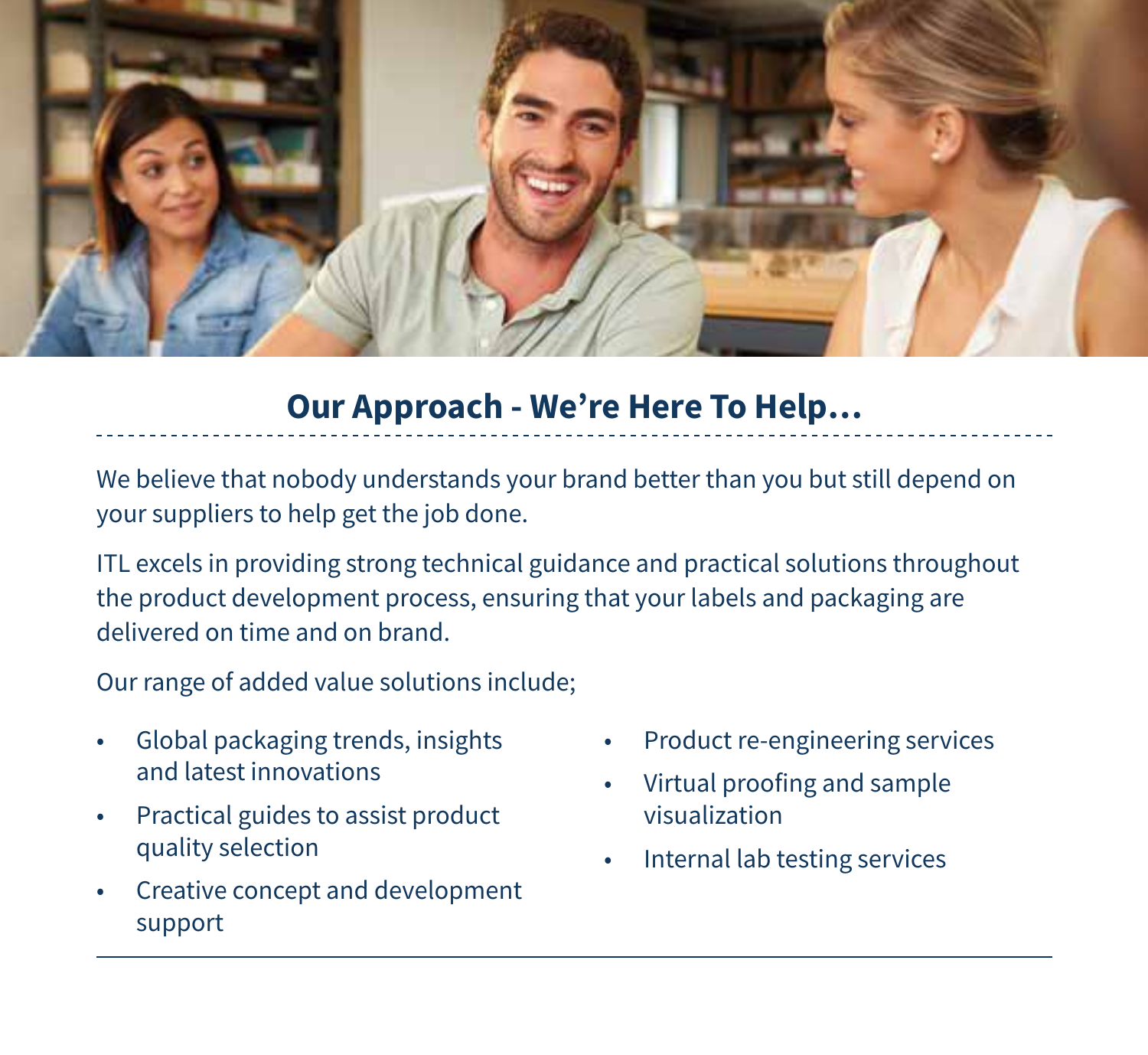## Our Approach - We’re Here To Help…

We believe that nobody understands your brand better than you but still depend on your suppliers to help get the job done.

ITL excels in providing strong technical guidance and practical solutions throughout the product development process, ensuring that your labels and packaging are delivered on time and on brand.

Our range of added value solutions include;

- Global packaging trends, insights and latest innovations
- Practical guides to assist product quality selection
- Creative concept and development support
- Product re-engineering services
- Virtual proofing and sample visualization
- Internal lab testing services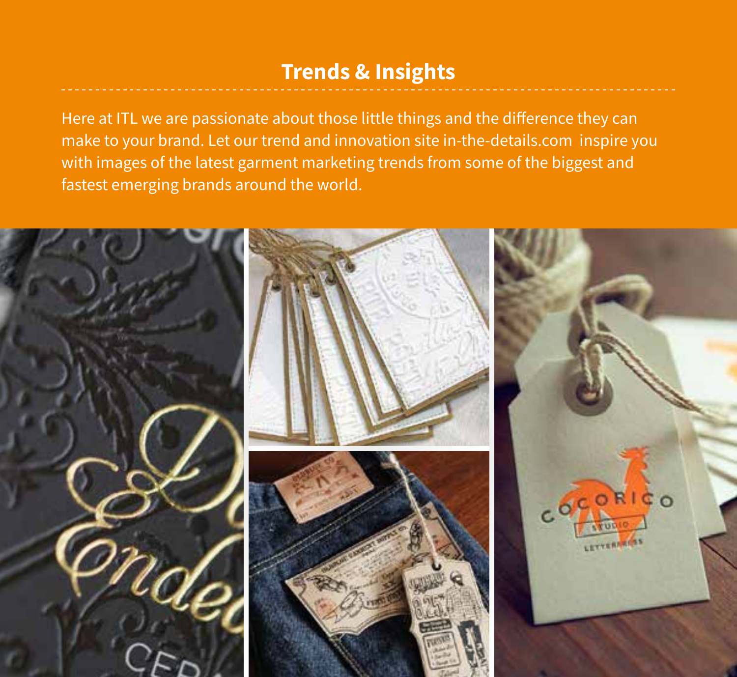## Trends & Insights

Here at ITL we are passionate about those little things and the difference they can make to your brand. Let our trend and innovation site in-the-details.com  inspire you with images of the latest garment marketing trends from some of the biggest and fastest emerging brands around the world.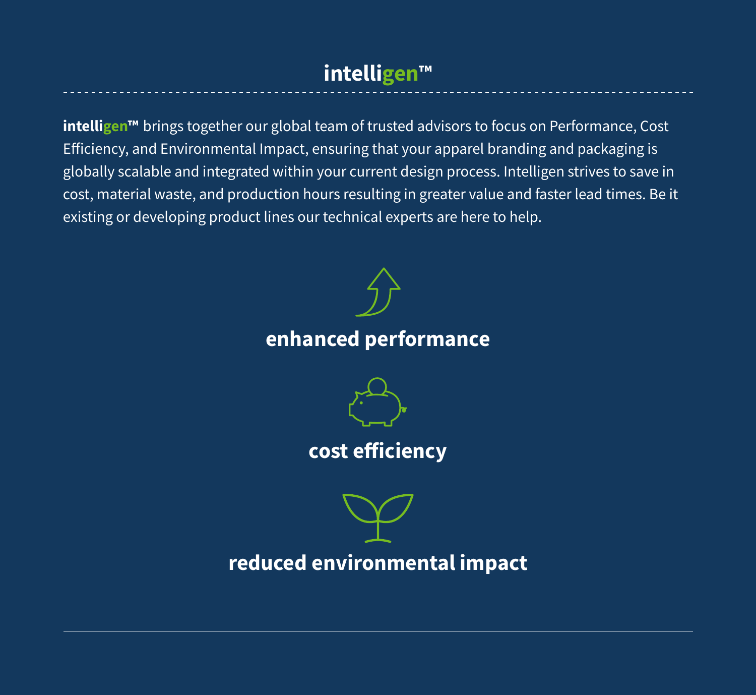# intelligen™

**intelligen™** brings together our global team of trusted advisors to focus on Performance, Cost Efficiency, and Environmental Impact, ensuring that your apparel branding and packaging is globally scalable and integrated within your current design process. Intelligen strives to save in cost, material waste, and production hours resulting in greater value and faster lead times. Be it existing or developing product lines our technical experts are here to help.

**enhanced performance**

**cost efficiency**

**reduced environmental impact**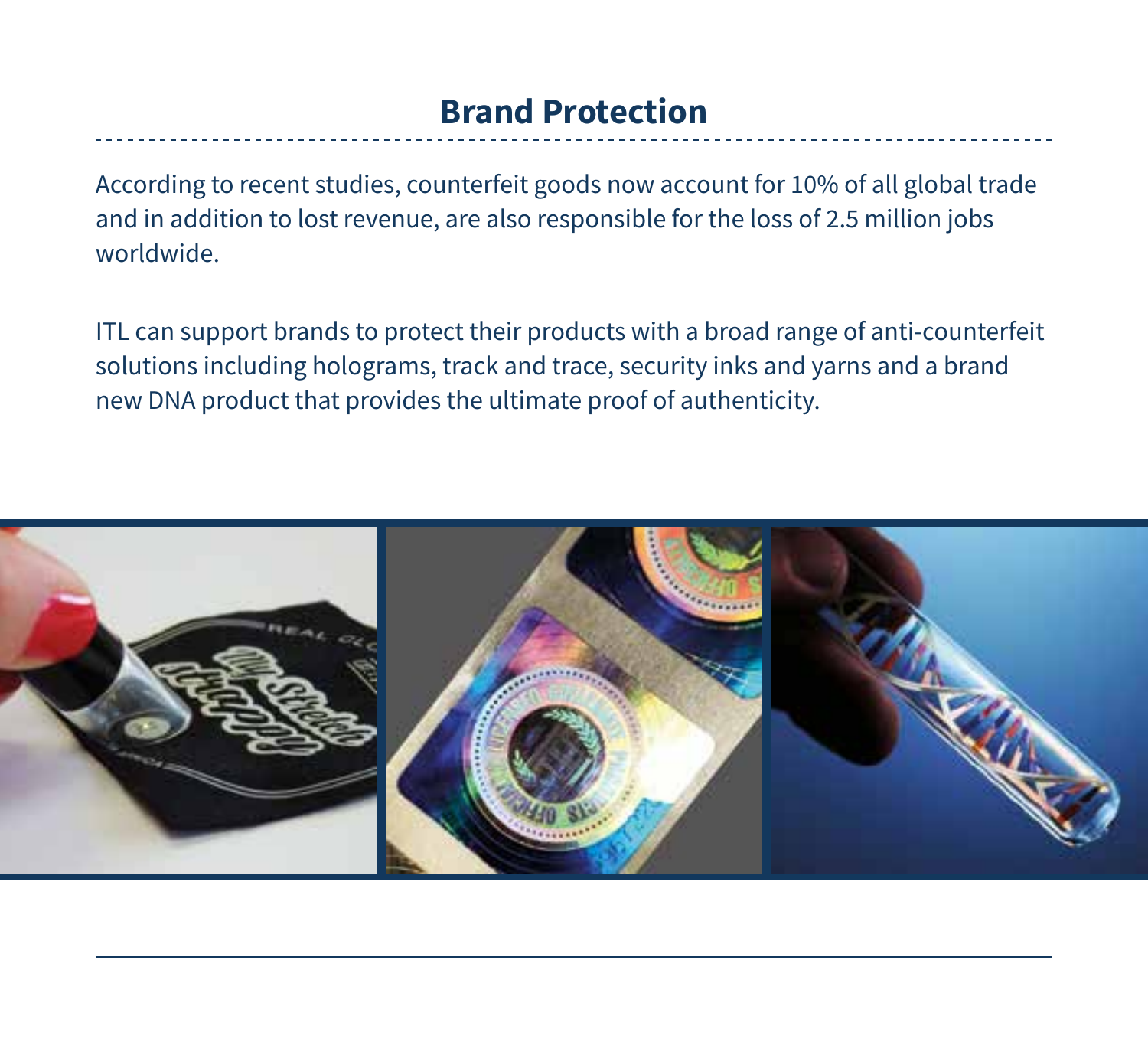## Brand Protection

According to recent studies, counterfeit goods now account for 10% of all global trade and in addition to lost revenue, are also responsible for the loss of 2.5 million jobs worldwide.

ITL can support brands to protect their products with a broad range of anti-counterfeit solutions including holograms, track and trace, security inks and yarns and a brand new DNA product that provides the ultimate proof of authenticity.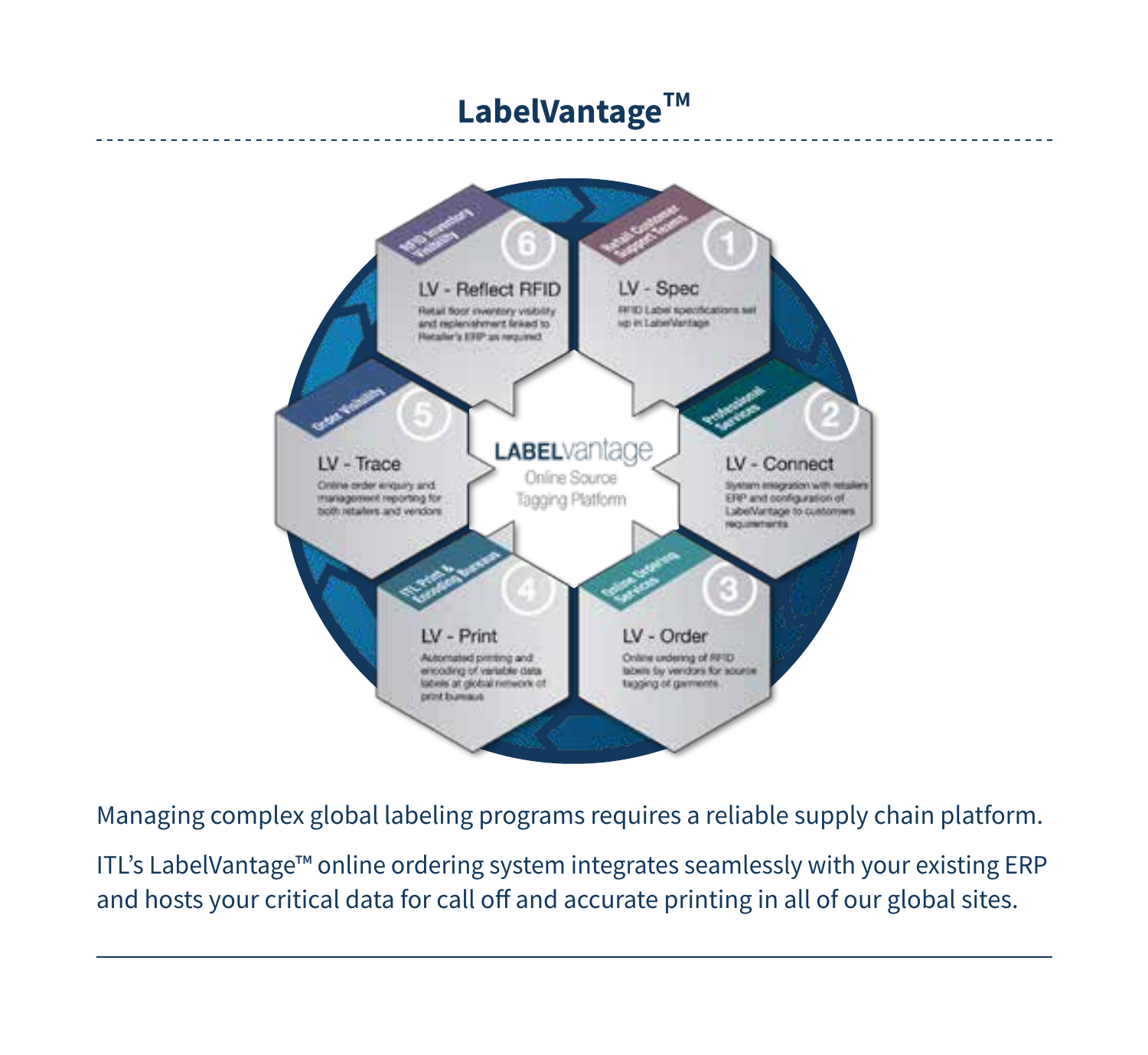## LabelVantage™

LABELvantage
Online Source
Tagging Platform

1 Retail Customer Support Teams
LV - Spec
RFID Label specifications set up in LabelVantage

2 Professional Services
LV - Connect
System integration with retailers ERP and configuration of LabelVantage to customers requirements

3 Online Ordering Services
LV - Order
Online ordering of RFID labels by vendors for source tagging of garments

4 ITL Print & Encoding Bureaus
LV - Print
Automated printing and encoding of variable data labels at global network of print bureaus

5 Order Visibility
LV - Trace
Online order enquiry and management reporting for both retailers and vendors

6 RFID Inventory Visibility
LV - Reflect RFID
Retail floor inventory visibility and replenishment linked to Retailer's ERP as required

Managing complex global labeling programs requires a reliable supply chain platform.

ITL's LabelVantage™ online ordering system integrates seamlessly with your existing ERP and hosts your critical data for call off and accurate printing in all of our global sites.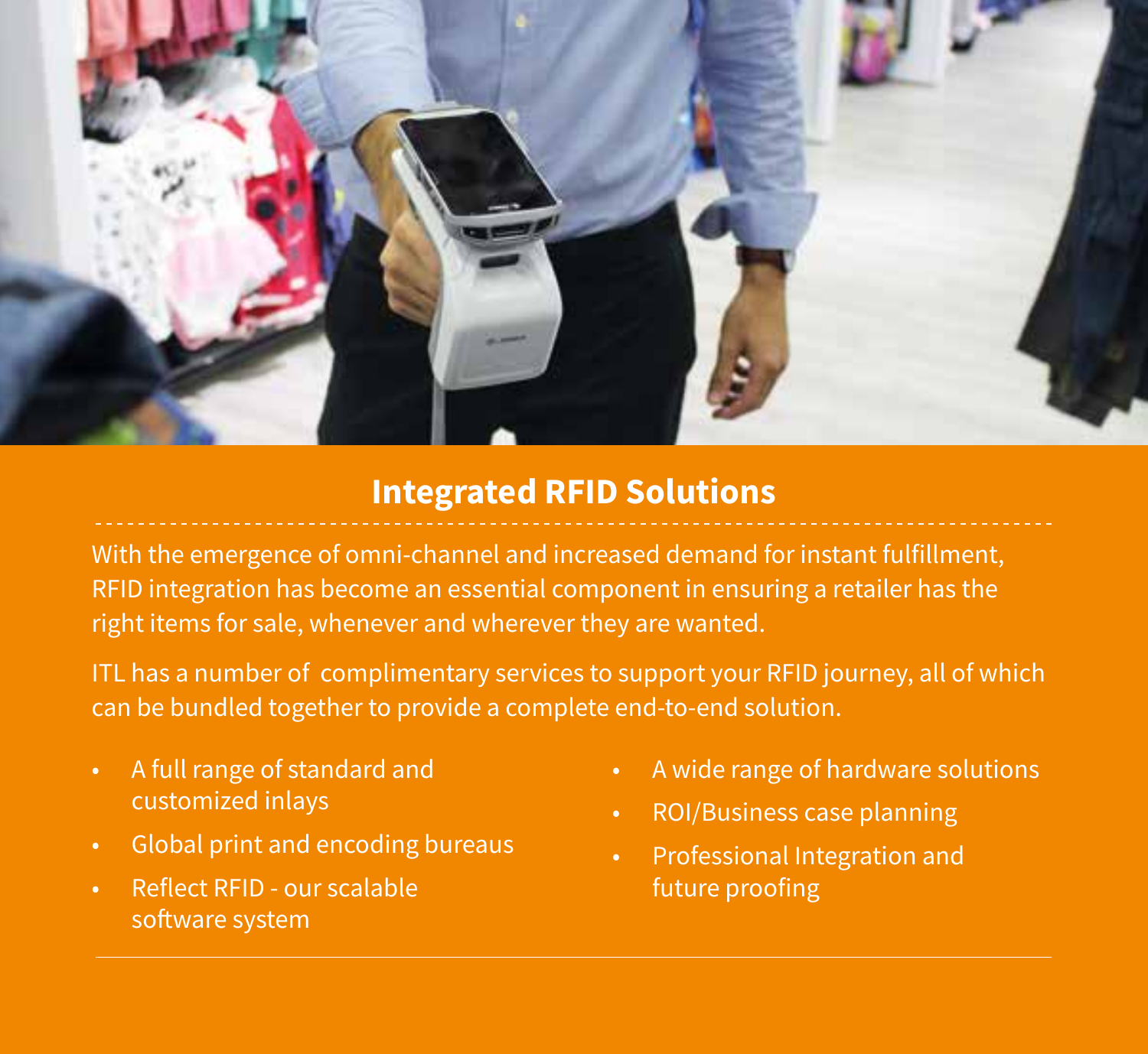## Integrated RFID Solutions

With the emergence of omni-channel and increased demand for instant fulfillment, RFID integration has become an essential component in ensuring a retailer has the right items for sale, whenever and wherever they are wanted.

ITL has a number of complimentary services to support your RFID journey, all of which can be bundled together to provide a complete end-to-end solution.

- A full range of standard and customized inlays
- Global print and encoding bureaus
- Reflect RFID - our scalable software system
- A wide range of hardware solutions
- ROI/Business case planning
- Professional Integration and future proofing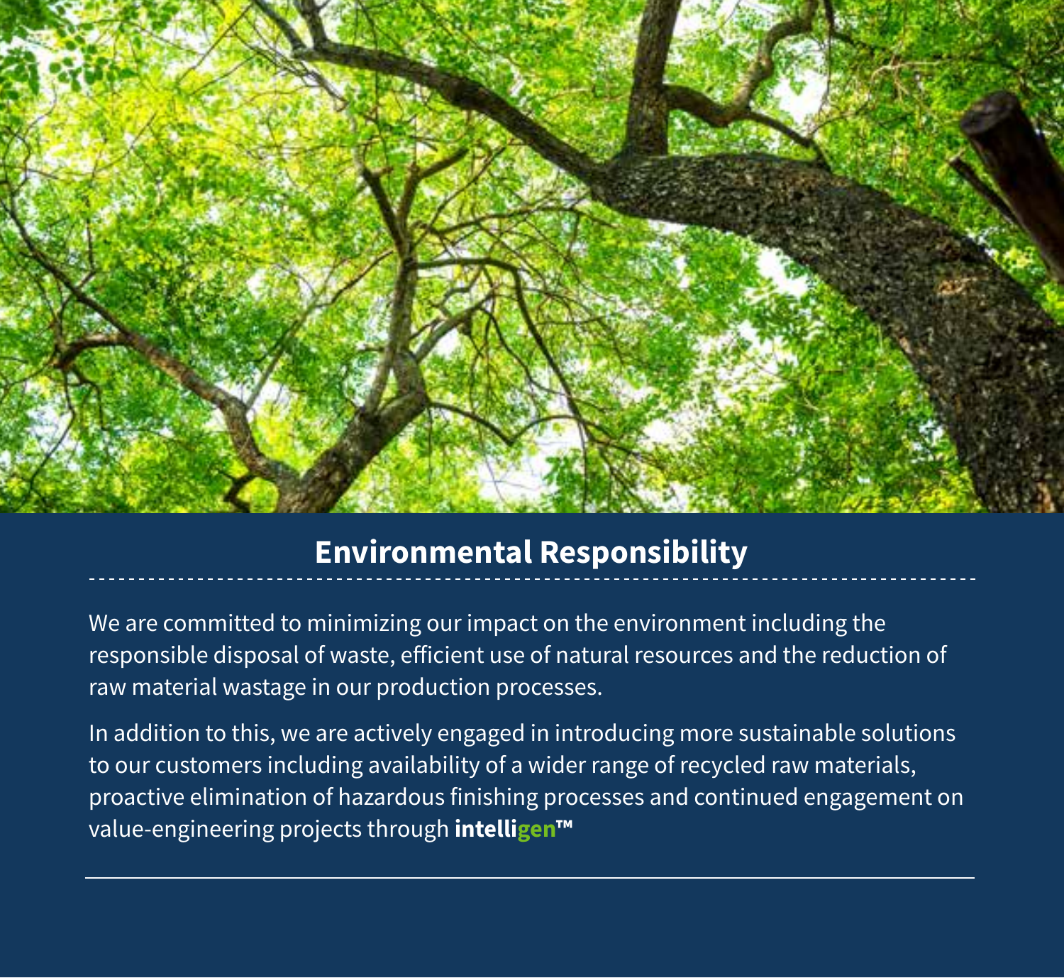## Environmental Responsibility

We are committed to minimizing our impact on the environment including the responsible disposal of waste, efficient use of natural resources and the reduction of raw material wastage in our production processes.

In addition to this, we are actively engaged in introducing more sustainable solutions to our customers including availability of a wider range of recycled raw materials, proactive elimination of hazardous finishing processes and continued engagement on value-engineering projects through **intelligen™**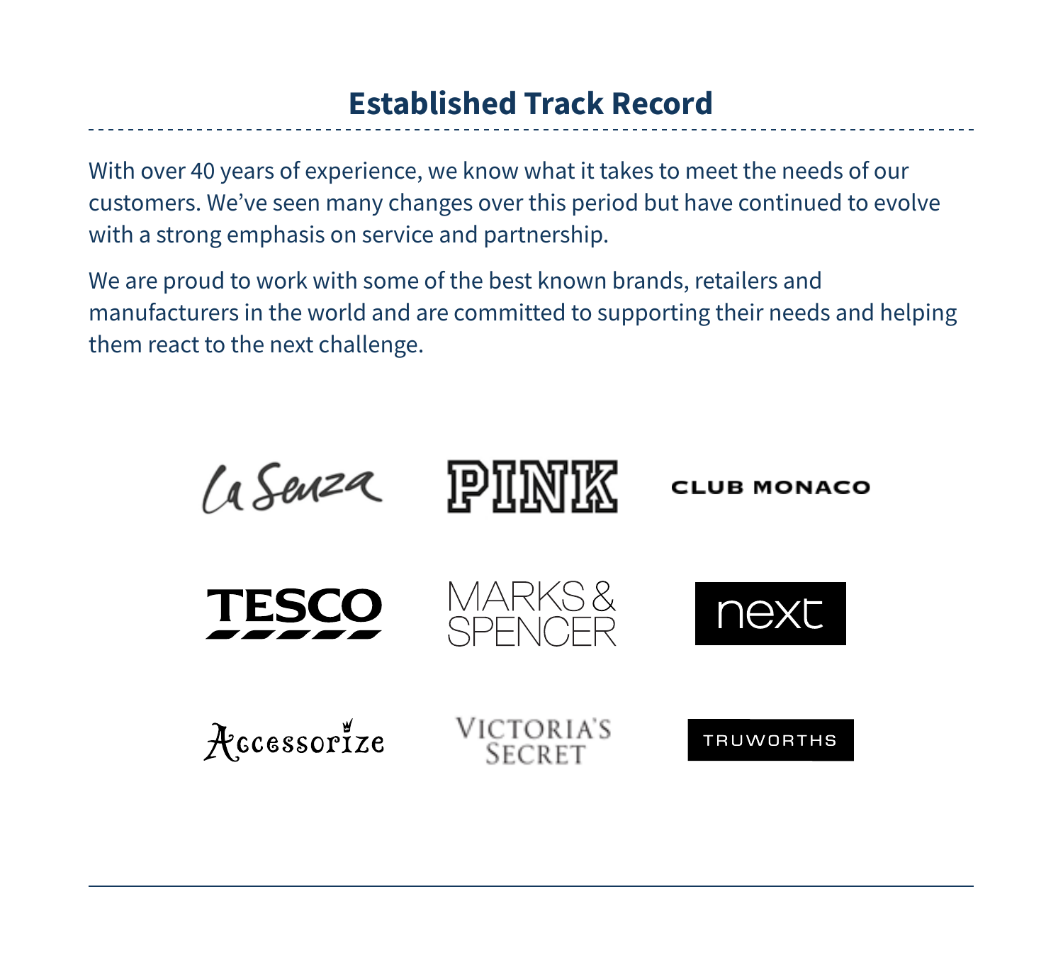## Established Track Record

With over 40 years of experience, we know what it takes to meet the needs of our customers. We've seen many changes over this period but have continued to evolve with a strong emphasis on service and partnership.

We are proud to work with some of the best known brands, retailers and manufacturers in the world and are committed to supporting their needs and helping them react to the next challenge.

La Senza | PINK | CLUB MONACO

TESCO | MARKS & SPENCER | next

Accessorize | VICTORIA'S SECRET | TRUWORTHS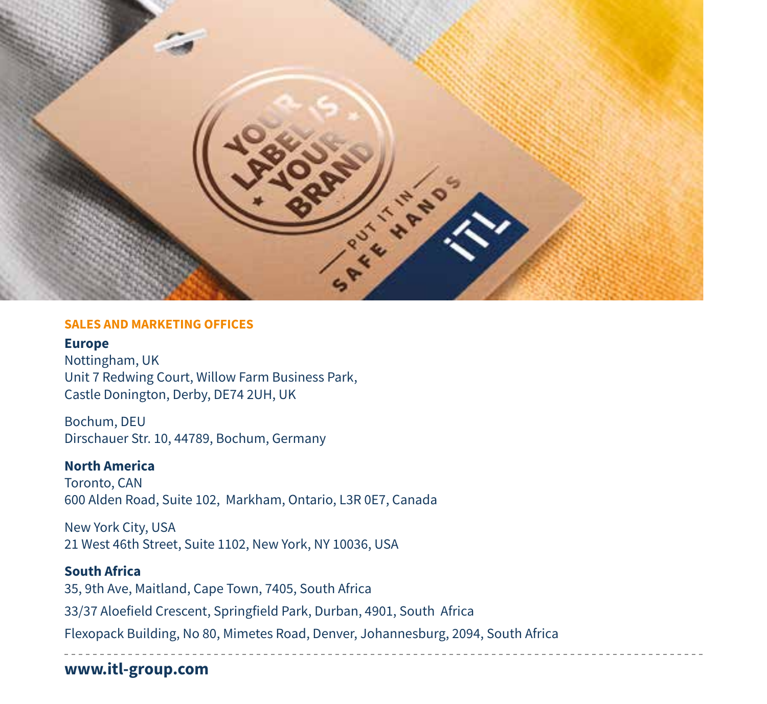## SALES AND MARKETING OFFICES

**Europe**

Nottingham, UK
Unit 7 Redwing Court, Willow Farm Business Park,
Castle Donington, Derby, DE74 2UH, UK

Bochum, DEU
Dirschauer Str. 10, 44789, Bochum, Germany

**North America**

Toronto, CAN
600 Alden Road, Suite 102, Markham, Ontario, L3R 0E7, Canada

New York City, USA
21 West 46th Street, Suite 1102, New York, NY 10036, USA

**South Africa**

35, 9th Ave, Maitland, Cape Town, 7405, South Africa

33/37 Aloefield Crescent, Springfield Park, Durban, 4901, South Africa

Flexopack Building, No 80, Mimetes Road, Denver, Johannesburg, 2094, South Africa

**www.itl-group.com**